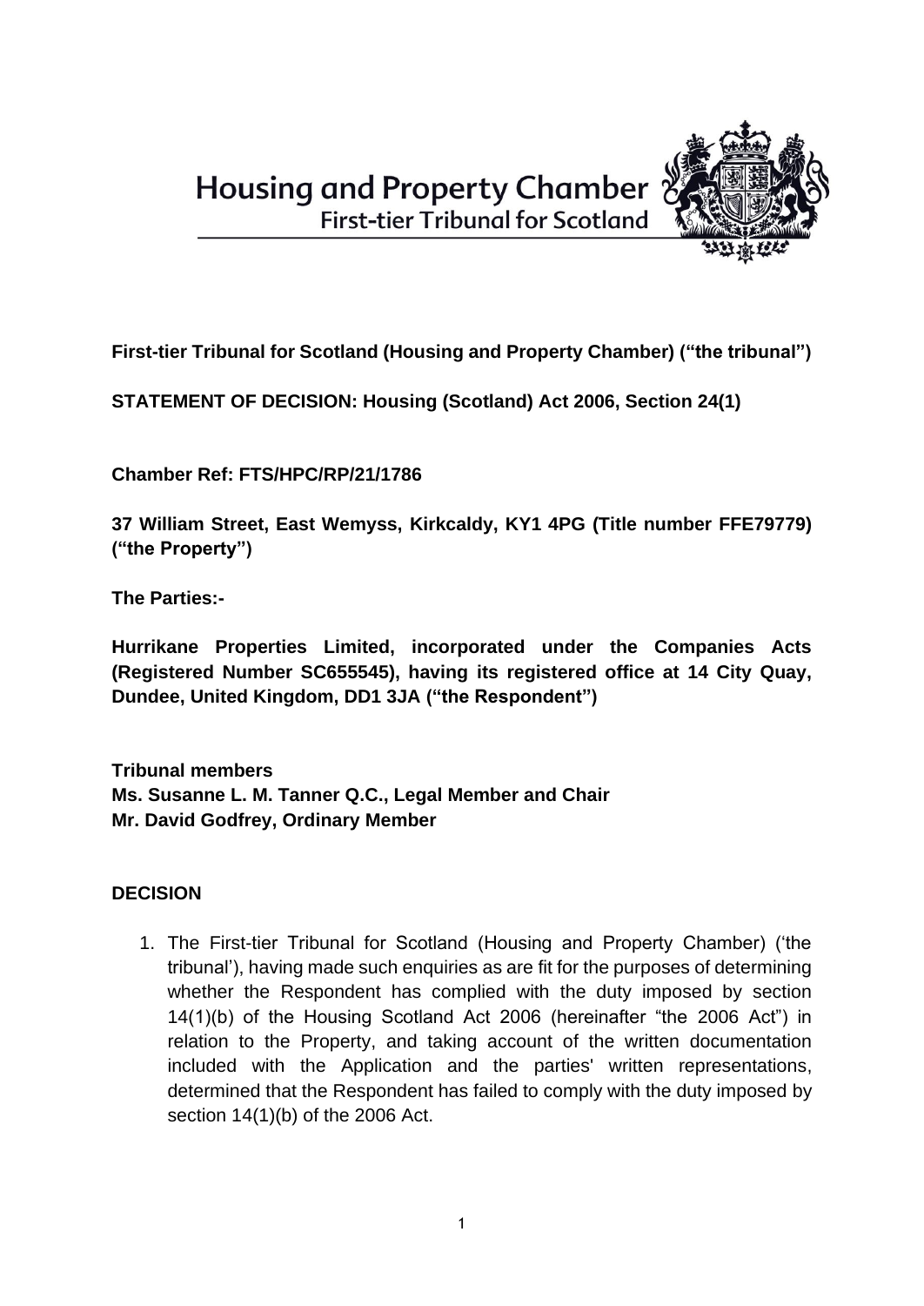Housing and Property Chamber
First-tier Tribunal for Scotland

**First-tier Tribunal for Scotland (Housing and Property Chamber) ("the tribunal")**

**STATEMENT OF DECISION: Housing (Scotland) Act 2006, Section 24(1)**

**Chamber Ref: FTS/HPC/RP/21/1786**

**37 William Street, East Wemyss, Kirkcaldy, KY1 4PG (Title number FFE79779) ("the Property")**

**The Parties:-**

**Hurrikane Properties Limited, incorporated under the Companies Acts (Registered Number SC655545), having its registered office at 14 City Quay, Dundee, United Kingdom, DD1 3JA ("the Respondent")**

**Tribunal members**
**Ms. Susanne L. M. Tanner Q.C., Legal Member and Chair**
**Mr. David Godfrey, Ordinary Member**

## DECISION

1. The First-tier Tribunal for Scotland (Housing and Property Chamber) ('the tribunal'), having made such enquiries as are fit for the purposes of determining whether the Respondent has complied with the duty imposed by section 14(1)(b) of the Housing Scotland Act 2006 (hereinafter "the 2006 Act") in relation to the Property, and taking account of the written documentation included with the Application and the parties' written representations, determined that the Respondent has failed to comply with the duty imposed by section 14(1)(b) of the 2006 Act.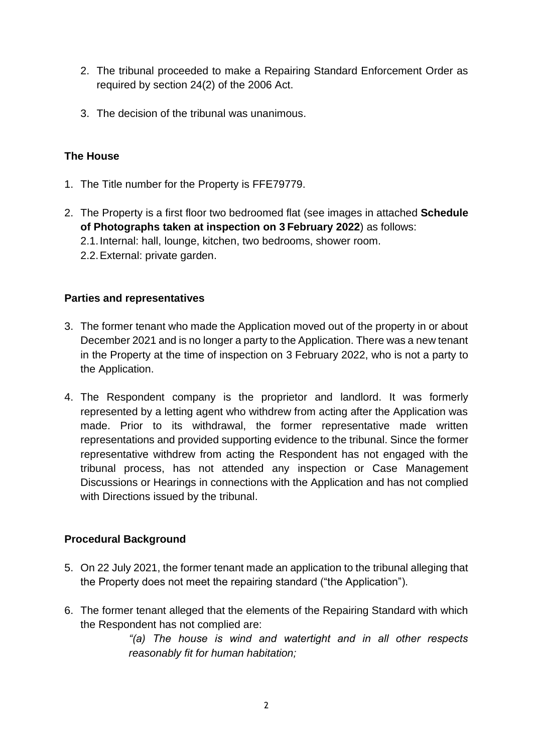2. The tribunal proceeded to make a Repairing Standard Enforcement Order as required by section 24(2) of the 2006 Act.

3. The decision of the tribunal was unanimous.

## The House

1. The Title number for the Property is FFE79779.

2. The Property is a first floor two bedroomed flat (see images in attached **Schedule of Photographs taken at inspection on 3 February 2022**) as follows:
   2.1. Internal: hall, lounge, kitchen, two bedrooms, shower room.
   2.2. External: private garden.

## Parties and representatives

3. The former tenant who made the Application moved out of the property in or about December 2021 and is no longer a party to the Application. There was a new tenant in the Property at the time of inspection on 3 February 2022, who is not a party to the Application.

4. The Respondent company is the proprietor and landlord. It was formerly represented by a letting agent who withdrew from acting after the Application was made. Prior to its withdrawal, the former representative made written representations and provided supporting evidence to the tribunal. Since the former representative withdrew from acting the Respondent has not engaged with the tribunal process, has not attended any inspection or Case Management Discussions or Hearings in connections with the Application and has not complied with Directions issued by the tribunal.

## Procedural Background

5. On 22 July 2021, the former tenant made an application to the tribunal alleging that the Property does not meet the repairing standard ("the Application").

6. The former tenant alleged that the elements of the Repairing Standard with which the Respondent has not complied are:

   *"(a) The house is wind and watertight and in all other respects reasonably fit for human habitation;*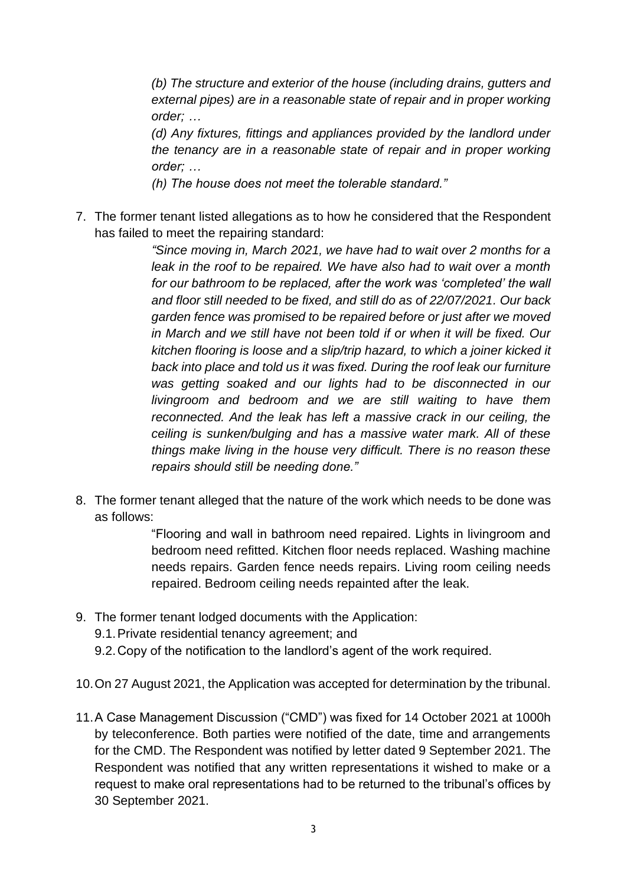*(b) The structure and exterior of the house (including drains, gutters and external pipes) are in a reasonable state of repair and in proper working order; …*

*(d) Any fixtures, fittings and appliances provided by the landlord under the tenancy are in a reasonable state of repair and in proper working order; …*

*(h) The house does not meet the tolerable standard."*

7. The former tenant listed allegations as to how he considered that the Respondent has failed to meet the repairing standard:

   *"Since moving in, March 2021, we have had to wait over 2 months for a leak in the roof to be repaired. We have also had to wait over a month for our bathroom to be replaced, after the work was 'completed' the wall and floor still needed to be fixed, and still do as of 22/07/2021. Our back garden fence was promised to be repaired before or just after we moved in March and we still have not been told if or when it will be fixed. Our kitchen flooring is loose and a slip/trip hazard, to which a joiner kicked it back into place and told us it was fixed. During the roof leak our furniture was getting soaked and our lights had to be disconnected in our livingroom and bedroom and we are still waiting to have them reconnected. And the leak has left a massive crack in our ceiling, the ceiling is sunken/bulging and has a massive water mark. All of these things make living in the house very difficult. There is no reason these repairs should still be needing done."*

8. The former tenant alleged that the nature of the work which needs to be done was as follows:

   "Flooring and wall in bathroom need repaired. Lights in livingroom and bedroom need refitted. Kitchen floor needs replaced. Washing machine needs repairs. Garden fence needs repairs. Living room ceiling needs repaired. Bedroom ceiling needs repainted after the leak.

9. The former tenant lodged documents with the Application:
   9.1. Private residential tenancy agreement; and
   9.2. Copy of the notification to the landlord's agent of the work required.

10. On 27 August 2021, the Application was accepted for determination by the tribunal.

11. A Case Management Discussion ("CMD") was fixed for 14 October 2021 at 1000h by teleconference. Both parties were notified of the date, time and arrangements for the CMD. The Respondent was notified by letter dated 9 September 2021. The Respondent was notified that any written representations it wished to make or a request to make oral representations had to be returned to the tribunal's offices by 30 September 2021.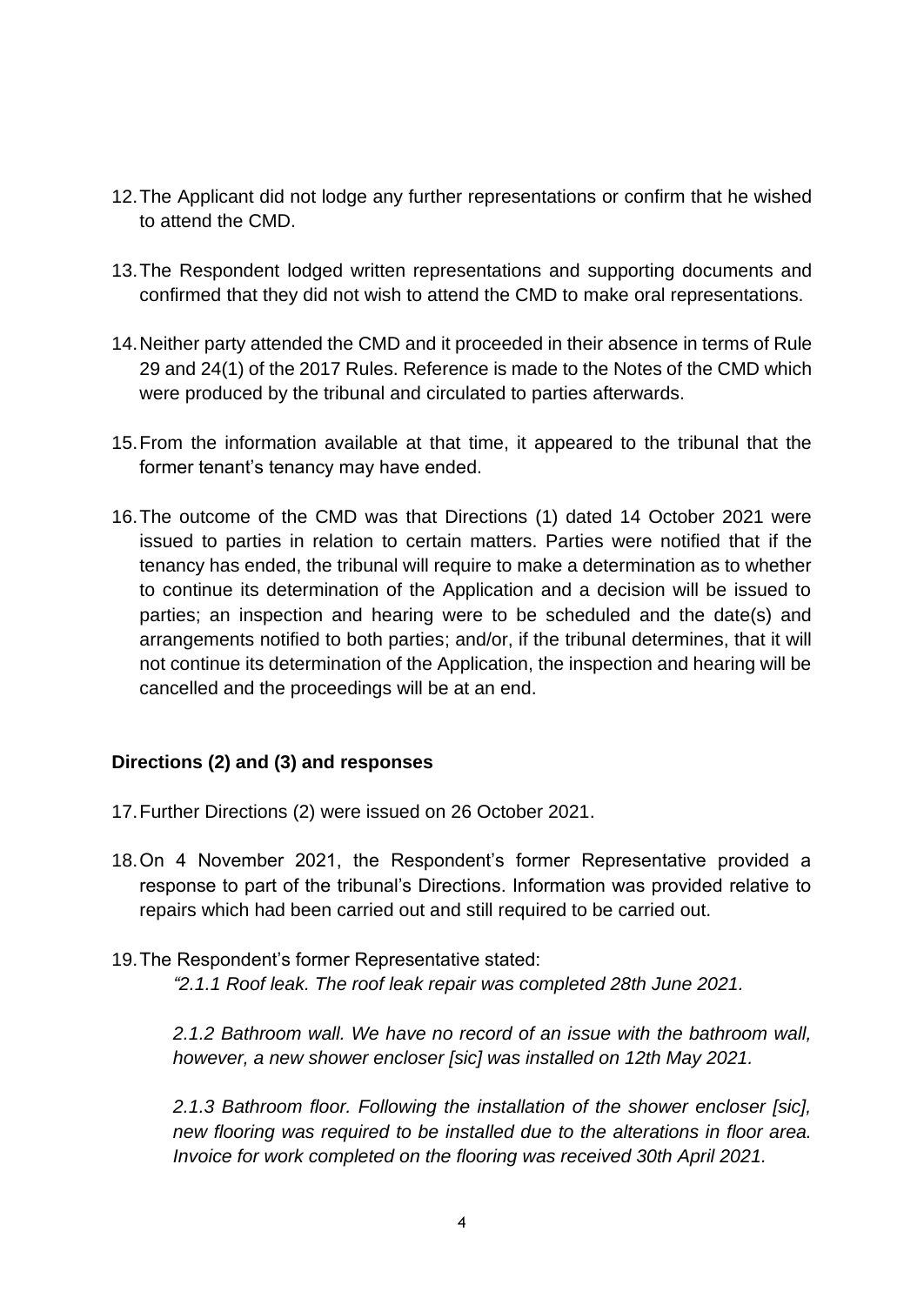12. The Applicant did not lodge any further representations or confirm that he wished to attend the CMD.

13. The Respondent lodged written representations and supporting documents and confirmed that they did not wish to attend the CMD to make oral representations.

14. Neither party attended the CMD and it proceeded in their absence in terms of Rule 29 and 24(1) of the 2017 Rules. Reference is made to the Notes of the CMD which were produced by the tribunal and circulated to parties afterwards.

15. From the information available at that time, it appeared to the tribunal that the former tenant's tenancy may have ended.

16. The outcome of the CMD was that Directions (1) dated 14 October 2021 were issued to parties in relation to certain matters. Parties were notified that if the tenancy has ended, the tribunal will require to make a determination as to whether to continue its determination of the Application and a decision will be issued to parties; an inspection and hearing were to be scheduled and the date(s) and arrangements notified to both parties; and/or, if the tribunal determines, that it will not continue its determination of the Application, the inspection and hearing will be cancelled and the proceedings will be at an end.

**Directions (2) and (3) and responses**

17. Further Directions (2) were issued on 26 October 2021.

18. On 4 November 2021, the Respondent's former Representative provided a response to part of the tribunal's Directions. Information was provided relative to repairs which had been carried out and still required to be carried out.

19. The Respondent's former Representative stated:

    *"2.1.1 Roof leak. The roof leak repair was completed 28th June 2021.*

    *2.1.2 Bathroom wall. We have no record of an issue with the bathroom wall, however, a new shower encloser [sic] was installed on 12th May 2021.*

    *2.1.3 Bathroom floor. Following the installation of the shower encloser [sic], new flooring was required to be installed due to the alterations in floor area. Invoice for work completed on the flooring was received 30th April 2021.*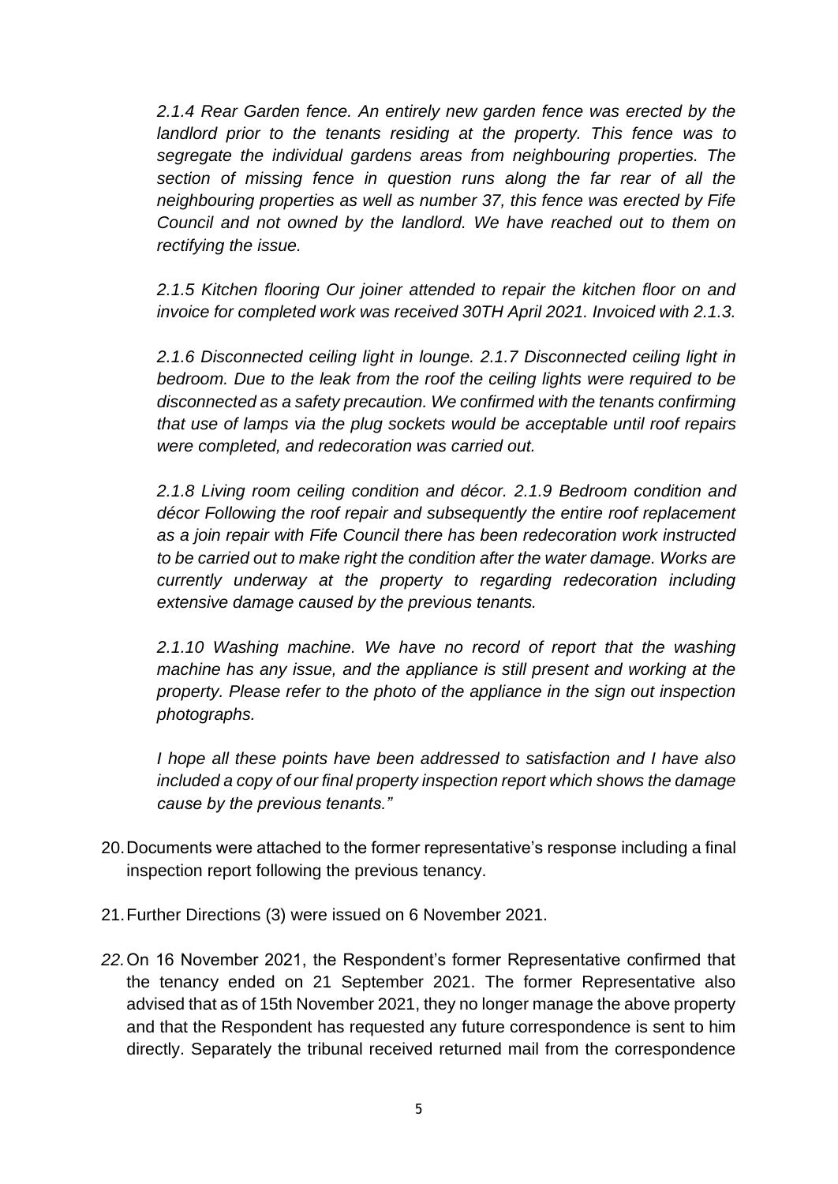*2.1.4 Rear Garden fence. An entirely new garden fence was erected by the landlord prior to the tenants residing at the property. This fence was to segregate the individual gardens areas from neighbouring properties. The section of missing fence in question runs along the far rear of all the neighbouring properties as well as number 37, this fence was erected by Fife Council and not owned by the landlord. We have reached out to them on rectifying the issue.*

*2.1.5 Kitchen flooring Our joiner attended to repair the kitchen floor on and invoice for completed work was received 30TH April 2021. Invoiced with 2.1.3.*

*2.1.6 Disconnected ceiling light in lounge. 2.1.7 Disconnected ceiling light in bedroom. Due to the leak from the roof the ceiling lights were required to be disconnected as a safety precaution. We confirmed with the tenants confirming that use of lamps via the plug sockets would be acceptable until roof repairs were completed, and redecoration was carried out.*

*2.1.8 Living room ceiling condition and décor. 2.1.9 Bedroom condition and décor Following the roof repair and subsequently the entire roof replacement as a join repair with Fife Council there has been redecoration work instructed to be carried out to make right the condition after the water damage. Works are currently underway at the property to regarding redecoration including extensive damage caused by the previous tenants.*

*2.1.10 Washing machine. We have no record of report that the washing machine has any issue, and the appliance is still present and working at the property. Please refer to the photo of the appliance in the sign out inspection photographs.*

*I hope all these points have been addressed to satisfaction and I have also included a copy of our final property inspection report which shows the damage cause by the previous tenants."*

20. Documents were attached to the former representative's response including a final inspection report following the previous tenancy.

21. Further Directions (3) were issued on 6 November 2021.

22. On 16 November 2021, the Respondent's former Representative confirmed that the tenancy ended on 21 September 2021. The former Representative also advised that as of 15th November 2021, they no longer manage the above property and that the Respondent has requested any future correspondence is sent to him directly. Separately the tribunal received returned mail from the correspondence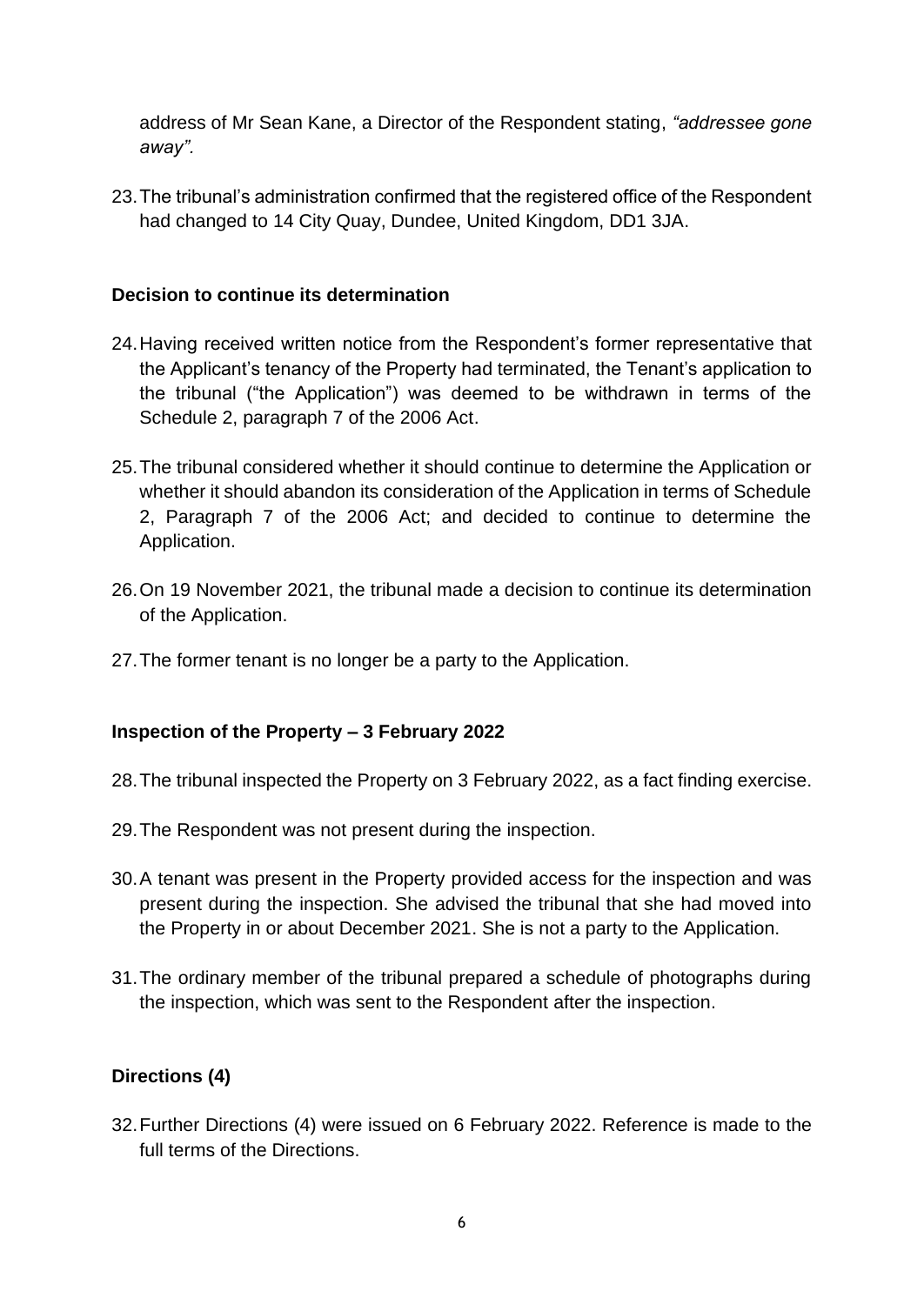address of Mr Sean Kane, a Director of the Respondent stating, *"addressee gone away".*

23. The tribunal's administration confirmed that the registered office of the Respondent had changed to 14 City Quay, Dundee, United Kingdom, DD1 3JA.

**Decision to continue its determination**

24. Having received written notice from the Respondent's former representative that the Applicant's tenancy of the Property had terminated, the Tenant's application to the tribunal ("the Application") was deemed to be withdrawn in terms of the Schedule 2, paragraph 7 of the 2006 Act.

25. The tribunal considered whether it should continue to determine the Application or whether it should abandon its consideration of the Application in terms of Schedule 2, Paragraph 7 of the 2006 Act; and decided to continue to determine the Application.

26. On 19 November 2021, the tribunal made a decision to continue its determination of the Application.

27. The former tenant is no longer be a party to the Application.

**Inspection of the Property – 3 February 2022**

28. The tribunal inspected the Property on 3 February 2022, as a fact finding exercise.

29. The Respondent was not present during the inspection.

30. A tenant was present in the Property provided access for the inspection and was present during the inspection. She advised the tribunal that she had moved into the Property in or about December 2021. She is not a party to the Application.

31. The ordinary member of the tribunal prepared a schedule of photographs during the inspection, which was sent to the Respondent after the inspection.

**Directions (4)**

32. Further Directions (4) were issued on 6 February 2022. Reference is made to the full terms of the Directions.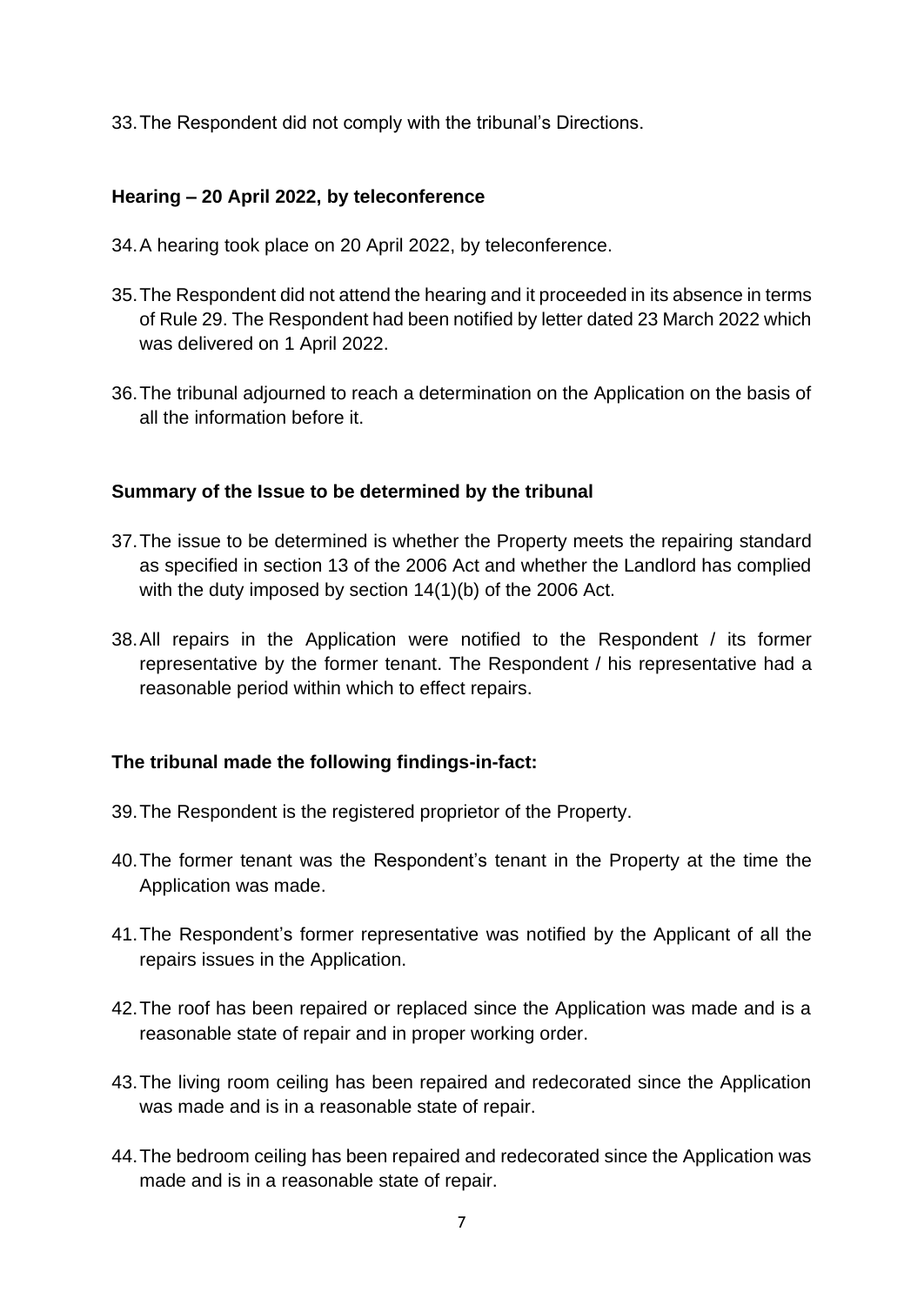33. The Respondent did not comply with the tribunal's Directions.

**Hearing – 20 April 2022, by teleconference**

34. A hearing took place on 20 April 2022, by teleconference.

35. The Respondent did not attend the hearing and it proceeded in its absence in terms of Rule 29. The Respondent had been notified by letter dated 23 March 2022 which was delivered on 1 April 2022.

36. The tribunal adjourned to reach a determination on the Application on the basis of all the information before it.

**Summary of the Issue to be determined by the tribunal**

37. The issue to be determined is whether the Property meets the repairing standard as specified in section 13 of the 2006 Act and whether the Landlord has complied with the duty imposed by section 14(1)(b) of the 2006 Act.

38. All repairs in the Application were notified to the Respondent / its former representative by the former tenant. The Respondent / his representative had a reasonable period within which to effect repairs.

**The tribunal made the following findings-in-fact:**

39. The Respondent is the registered proprietor of the Property.

40. The former tenant was the Respondent's tenant in the Property at the time the Application was made.

41. The Respondent's former representative was notified by the Applicant of all the repairs issues in the Application.

42. The roof has been repaired or replaced since the Application was made and is a reasonable state of repair and in proper working order.

43. The living room ceiling has been repaired and redecorated since the Application was made and is in a reasonable state of repair.

44. The bedroom ceiling has been repaired and redecorated since the Application was made and is in a reasonable state of repair.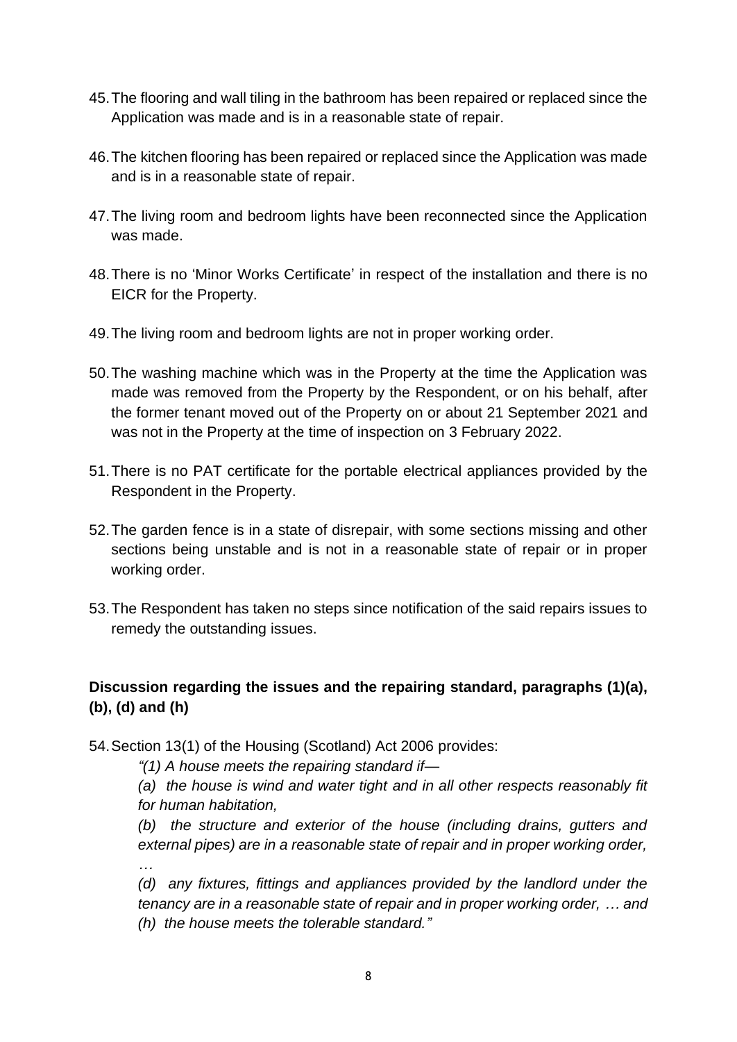45. The flooring and wall tiling in the bathroom has been repaired or replaced since the Application was made and is in a reasonable state of repair.

46. The kitchen flooring has been repaired or replaced since the Application was made and is in a reasonable state of repair.

47. The living room and bedroom lights have been reconnected since the Application was made.

48. There is no 'Minor Works Certificate' in respect of the installation and there is no EICR for the Property.

49. The living room and bedroom lights are not in proper working order.

50. The washing machine which was in the Property at the time the Application was made was removed from the Property by the Respondent, or on his behalf, after the former tenant moved out of the Property on or about 21 September 2021 and was not in the Property at the time of inspection on 3 February 2022.

51. There is no PAT certificate for the portable electrical appliances provided by the Respondent in the Property.

52. The garden fence is in a state of disrepair, with some sections missing and other sections being unstable and is not in a reasonable state of repair or in proper working order.

53. The Respondent has taken no steps since notification of the said repairs issues to remedy the outstanding issues.

**Discussion regarding the issues and the repairing standard, paragraphs (1)(a), (b), (d) and (h)**

54. Section 13(1) of the Housing (Scotland) Act 2006 provides:

*"(1) A house meets the repairing standard if—*

*(a) the house is wind and water tight and in all other respects reasonably fit for human habitation,*

*(b) the structure and exterior of the house (including drains, gutters and external pipes) are in a reasonable state of repair and in proper working order,*

*…*

*(d) any fixtures, fittings and appliances provided by the landlord under the tenancy are in a reasonable state of repair and in proper working order, … and*

*(h) the house meets the tolerable standard."*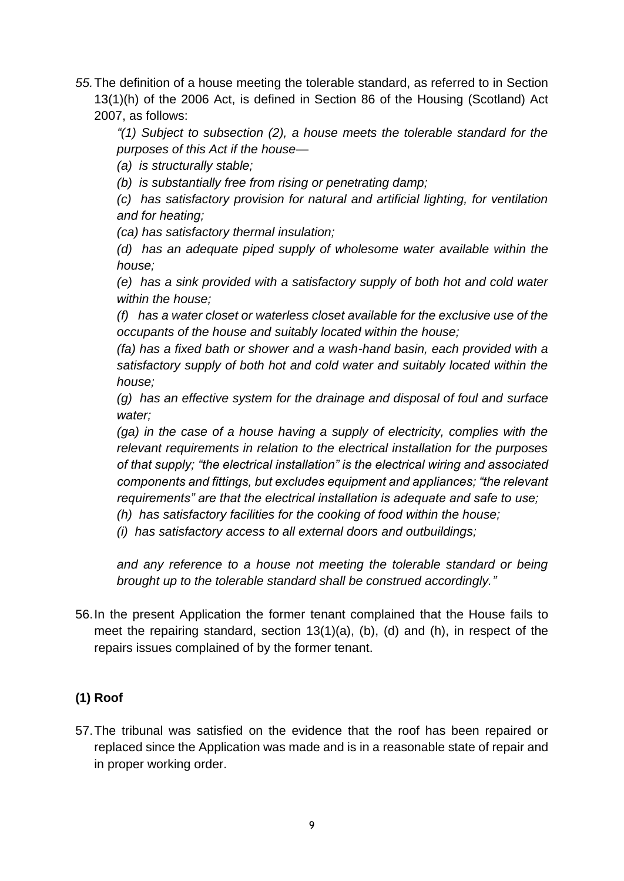55. The definition of a house meeting the tolerable standard, as referred to in Section 13(1)(h) of the 2006 Act, is defined in Section 86 of the Housing (Scotland) Act 2007, as follows:

   *"(1) Subject to subsection (2), a house meets the tolerable standard for the purposes of this Act if the house—*

   *(a) is structurally stable;*

   *(b) is substantially free from rising or penetrating damp;*

   *(c) has satisfactory provision for natural and artificial lighting, for ventilation and for heating;*

   *(ca) has satisfactory thermal insulation;*

   *(d) has an adequate piped supply of wholesome water available within the house;*

   *(e) has a sink provided with a satisfactory supply of both hot and cold water within the house;*

   *(f) has a water closet or waterless closet available for the exclusive use of the occupants of the house and suitably located within the house;*

   *(fa) has a fixed bath or shower and a wash-hand basin, each provided with a satisfactory supply of both hot and cold water and suitably located within the house;*

   *(g) has an effective system for the drainage and disposal of foul and surface water;*

   *(ga) in the case of a house having a supply of electricity, complies with the relevant requirements in relation to the electrical installation for the purposes of that supply; "the electrical installation" is the electrical wiring and associated components and fittings, but excludes equipment and appliances; "the relevant requirements" are that the electrical installation is adequate and safe to use;*

   *(h) has satisfactory facilities for the cooking of food within the house;*

   *(i) has satisfactory access to all external doors and outbuildings;*

   *and any reference to a house not meeting the tolerable standard or being brought up to the tolerable standard shall be construed accordingly."*

56. In the present Application the former tenant complained that the House fails to meet the repairing standard, section 13(1)(a), (b), (d) and (h), in respect of the repairs issues complained of by the former tenant.

**(1) Roof**

57. The tribunal was satisfied on the evidence that the roof has been repaired or replaced since the Application was made and is in a reasonable state of repair and in proper working order.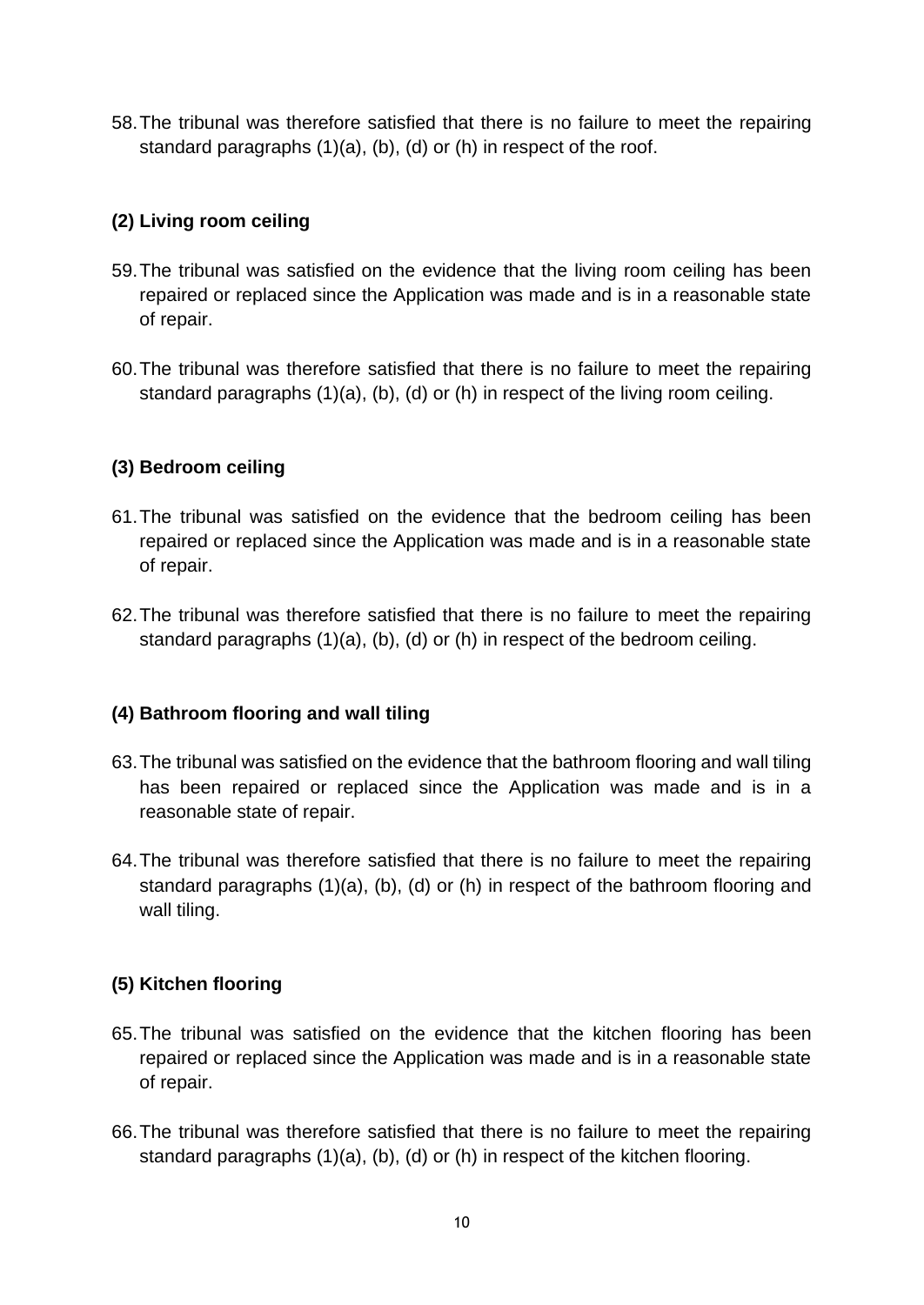58. The tribunal was therefore satisfied that there is no failure to meet the repairing standard paragraphs (1)(a), (b), (d) or (h) in respect of the roof.

### (2) Living room ceiling

59. The tribunal was satisfied on the evidence that the living room ceiling has been repaired or replaced since the Application was made and is in a reasonable state of repair.

60. The tribunal was therefore satisfied that there is no failure to meet the repairing standard paragraphs (1)(a), (b), (d) or (h) in respect of the living room ceiling.

### (3) Bedroom ceiling

61. The tribunal was satisfied on the evidence that the bedroom ceiling has been repaired or replaced since the Application was made and is in a reasonable state of repair.

62. The tribunal was therefore satisfied that there is no failure to meet the repairing standard paragraphs (1)(a), (b), (d) or (h) in respect of the bedroom ceiling.

### (4) Bathroom flooring and wall tiling

63. The tribunal was satisfied on the evidence that the bathroom flooring and wall tiling has been repaired or replaced since the Application was made and is in a reasonable state of repair.

64. The tribunal was therefore satisfied that there is no failure to meet the repairing standard paragraphs (1)(a), (b), (d) or (h) in respect of the bathroom flooring and wall tiling.

### (5) Kitchen flooring

65. The tribunal was satisfied on the evidence that the kitchen flooring has been repaired or replaced since the Application was made and is in a reasonable state of repair.

66. The tribunal was therefore satisfied that there is no failure to meet the repairing standard paragraphs (1)(a), (b), (d) or (h) in respect of the kitchen flooring.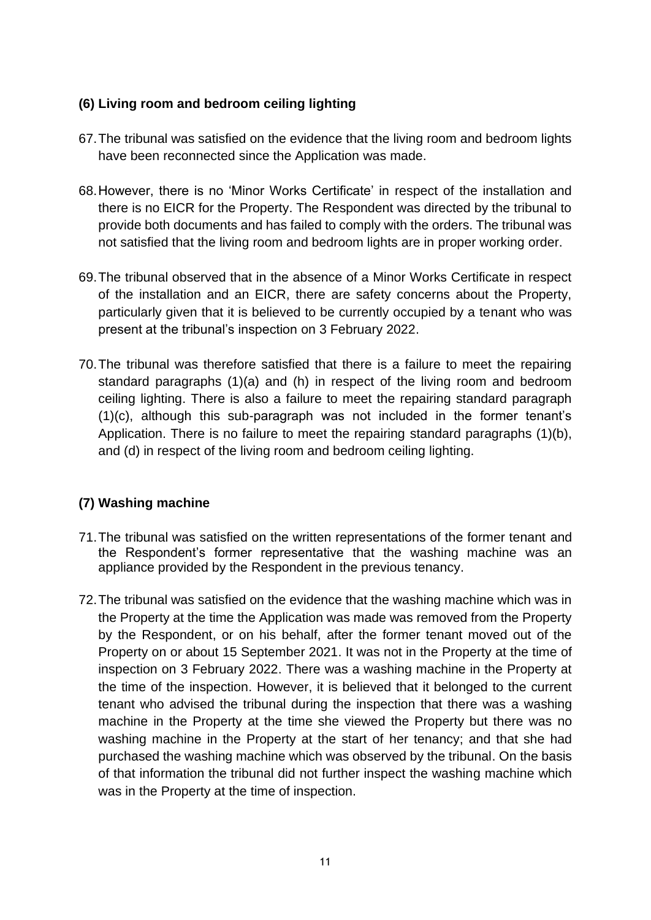### (6) Living room and bedroom ceiling lighting

67. The tribunal was satisfied on the evidence that the living room and bedroom lights have been reconnected since the Application was made.

68. However, there is no 'Minor Works Certificate' in respect of the installation and there is no EICR for the Property. The Respondent was directed by the tribunal to provide both documents and has failed to comply with the orders. The tribunal was not satisfied that the living room and bedroom lights are in proper working order.

69. The tribunal observed that in the absence of a Minor Works Certificate in respect of the installation and an EICR, there are safety concerns about the Property, particularly given that it is believed to be currently occupied by a tenant who was present at the tribunal's inspection on 3 February 2022.

70. The tribunal was therefore satisfied that there is a failure to meet the repairing standard paragraphs (1)(a) and (h) in respect of the living room and bedroom ceiling lighting. There is also a failure to meet the repairing standard paragraph (1)(c), although this sub-paragraph was not included in the former tenant's Application. There is no failure to meet the repairing standard paragraphs (1)(b), and (d) in respect of the living room and bedroom ceiling lighting.

### (7) Washing machine

71. The tribunal was satisfied on the written representations of the former tenant and the Respondent's former representative that the washing machine was an appliance provided by the Respondent in the previous tenancy.

72. The tribunal was satisfied on the evidence that the washing machine which was in the Property at the time the Application was made was removed from the Property by the Respondent, or on his behalf, after the former tenant moved out of the Property on or about 15 September 2021. It was not in the Property at the time of inspection on 3 February 2022. There was a washing machine in the Property at the time of the inspection. However, it is believed that it belonged to the current tenant who advised the tribunal during the inspection that there was a washing machine in the Property at the time she viewed the Property but there was no washing machine in the Property at the start of her tenancy; and that she had purchased the washing machine which was observed by the tribunal. On the basis of that information the tribunal did not further inspect the washing machine which was in the Property at the time of inspection.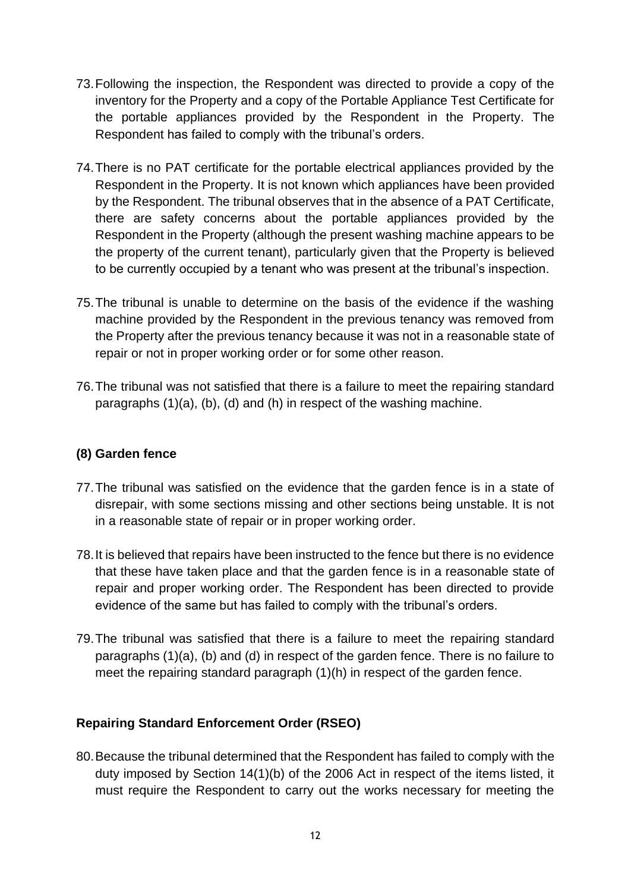73. Following the inspection, the Respondent was directed to provide a copy of the inventory for the Property and a copy of the Portable Appliance Test Certificate for the portable appliances provided by the Respondent in the Property. The Respondent has failed to comply with the tribunal's orders.

74. There is no PAT certificate for the portable electrical appliances provided by the Respondent in the Property. It is not known which appliances have been provided by the Respondent. The tribunal observes that in the absence of a PAT Certificate, there are safety concerns about the portable appliances provided by the Respondent in the Property (although the present washing machine appears to be the property of the current tenant), particularly given that the Property is believed to be currently occupied by a tenant who was present at the tribunal's inspection.

75. The tribunal is unable to determine on the basis of the evidence if the washing machine provided by the Respondent in the previous tenancy was removed from the Property after the previous tenancy because it was not in a reasonable state of repair or not in proper working order or for some other reason.

76. The tribunal was not satisfied that there is a failure to meet the repairing standard paragraphs (1)(a), (b), (d) and (h) in respect of the washing machine.

### (8) Garden fence

77. The tribunal was satisfied on the evidence that the garden fence is in a state of disrepair, with some sections missing and other sections being unstable. It is not in a reasonable state of repair or in proper working order.

78. It is believed that repairs have been instructed to the fence but there is no evidence that these have taken place and that the garden fence is in a reasonable state of repair and proper working order. The Respondent has been directed to provide evidence of the same but has failed to comply with the tribunal's orders.

79. The tribunal was satisfied that there is a failure to meet the repairing standard paragraphs (1)(a), (b) and (d) in respect of the garden fence. There is no failure to meet the repairing standard paragraph (1)(h) in respect of the garden fence.

### Repairing Standard Enforcement Order (RSEO)

80. Because the tribunal determined that the Respondent has failed to comply with the duty imposed by Section 14(1)(b) of the 2006 Act in respect of the items listed, it must require the Respondent to carry out the works necessary for meeting the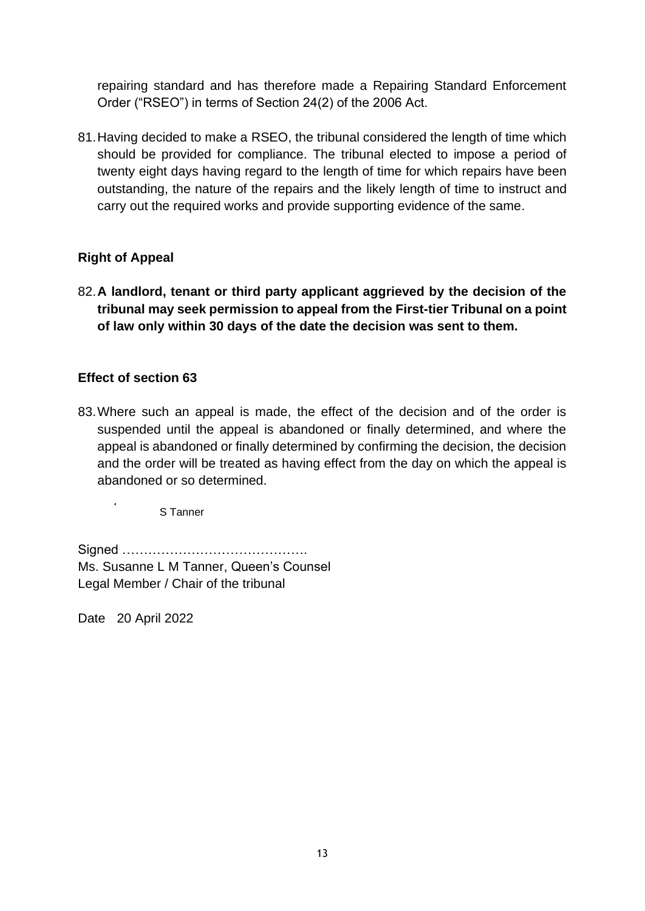repairing standard and has therefore made a Repairing Standard Enforcement Order ("RSEO") in terms of Section 24(2) of the 2006 Act.

81. Having decided to make a RSEO, the tribunal considered the length of time which should be provided for compliance. The tribunal elected to impose a period of twenty eight days having regard to the length of time for which repairs have been outstanding, the nature of the repairs and the likely length of time to instruct and carry out the required works and provide supporting evidence of the same.

## Right of Appeal

82. **A landlord, tenant or third party applicant aggrieved by the decision of the tribunal may seek permission to appeal from the First-tier Tribunal on a point of law only within 30 days of the date the decision was sent to them.**

## Effect of section 63

83. Where such an appeal is made, the effect of the decision and of the order is suspended until the appeal is abandoned or finally determined, and where the appeal is abandoned or finally determined by confirming the decision, the decision and the order will be treated as having effect from the day on which the appeal is abandoned or so determined.

S Tanner

Signed …………………………………….
Ms. Susanne L M Tanner, Queen's Counsel
Legal Member / Chair of the tribunal

Date 20 April 2022